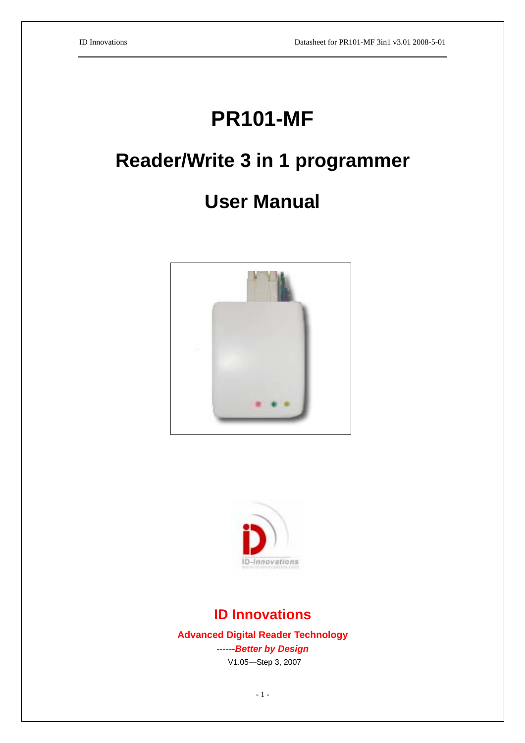# PR101-MF

# Reader/Write 3 in 1 programmer

# User Manual

## ID Innovations

**Advanced Digital Reader Technology**

***------Better by Design***

V1.05—Step 3, 2007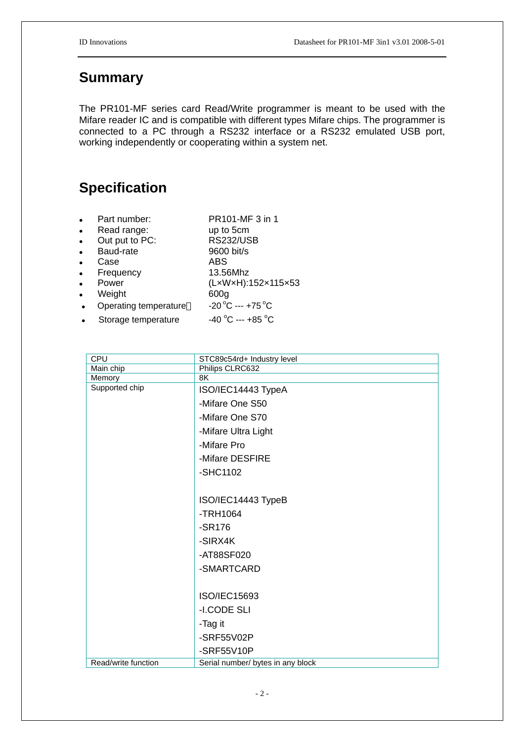## Summary

The PR101-MF series card Read/Write programmer is meant to be used with the Mifare reader IC and is compatible with different types Mifare chips. The programmer is connected to a PC through a RS232 interface or a RS232 emulated USB port, working independently or cooperating within a system net.

## Specification

- Part number: PR101-MF 3 in 1
- Read range: up to 5cm
- Out put to PC: RS232/USB
- Baud-rate 9600 bit/s
- Case ABS
- Frequency 13.56Mhz
- Power (L×W×H):152×115×53
- Weight 600g
- Operating temperature -20 °C --- +75 °C
- Storage temperature -40 °C --- +85 °C

| CPU | STC89c54rd+ Industry level |
|---|---|
| Main chip | Philips CLRC632 |
| Memory | 8K |
| Supported chip | ISO/IEC14443 TypeA<br>-Mifare One S50<br>-Mifare One S70<br>-Mifare Ultra Light<br>-Mifare Pro<br>-Mifare DESFIRE<br>-SHC1102<br><br>ISO/IEC14443 TypeB<br>-TRH1064<br>-SR176<br>-SIRX4K<br>-AT88SF020<br>-SMARTCARD<br><br>ISO/IEC15693<br>-I.CODE SLI<br>-Tag it<br>-SRF55V02P<br>-SRF55V10P |
| Read/write function | Serial number/ bytes in any block |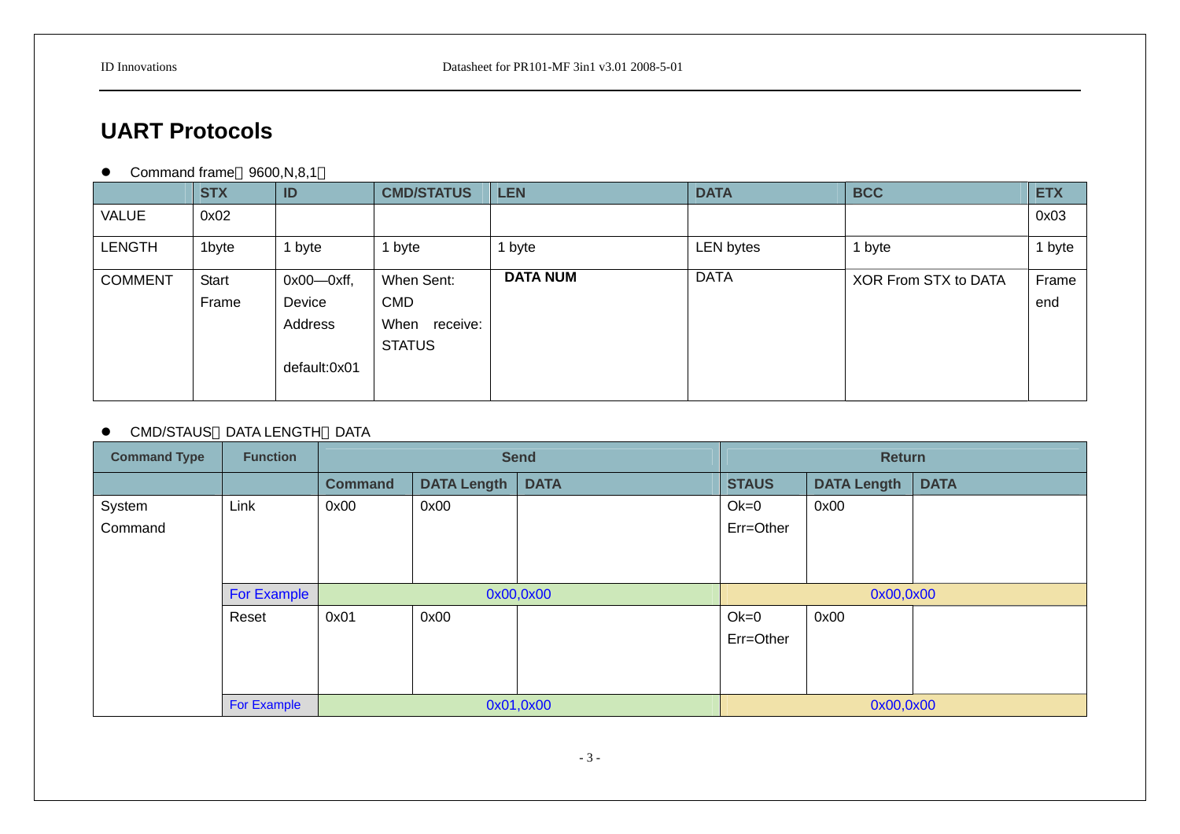## UART Protocols

- Command frame（9600,N,8,1）

| | STX | ID | CMD/STATUS | LEN | DATA | BCC | ETX |
|---|---|---|---|---|---|---|---|
| VALUE | 0x02 | | | | | | 0x03 |
| LENGTH | 1byte | 1 byte | 1 byte | 1 byte | LEN bytes | 1 byte | 1 byte |
| COMMENT | Start Frame | 0x00—0xff, Device Address default:0x01 | When Sent: CMD When receive: STATUS | **DATA NUM** | DATA | XOR From STX to DATA | Frame end |

- CMD/STAUS，DATA LENGTH，DATA

| Command Type | Function | Send | | | Return | | |
|---|---|---|---|---|---|---|---|
| | | Command | DATA Length | DATA | STAUS | DATA Length | DATA |
| System Command | Link | 0x00 | 0x00 | | Ok=0 Err=Other | 0x00 | |
| | For Example | 0x00,0x00 | | | 0x00,0x00 | | |
| | Reset | 0x01 | 0x00 | | Ok=0 Err=Other | 0x00 | |
| | For Example | 0x01,0x00 | | | 0x00,0x00 | | |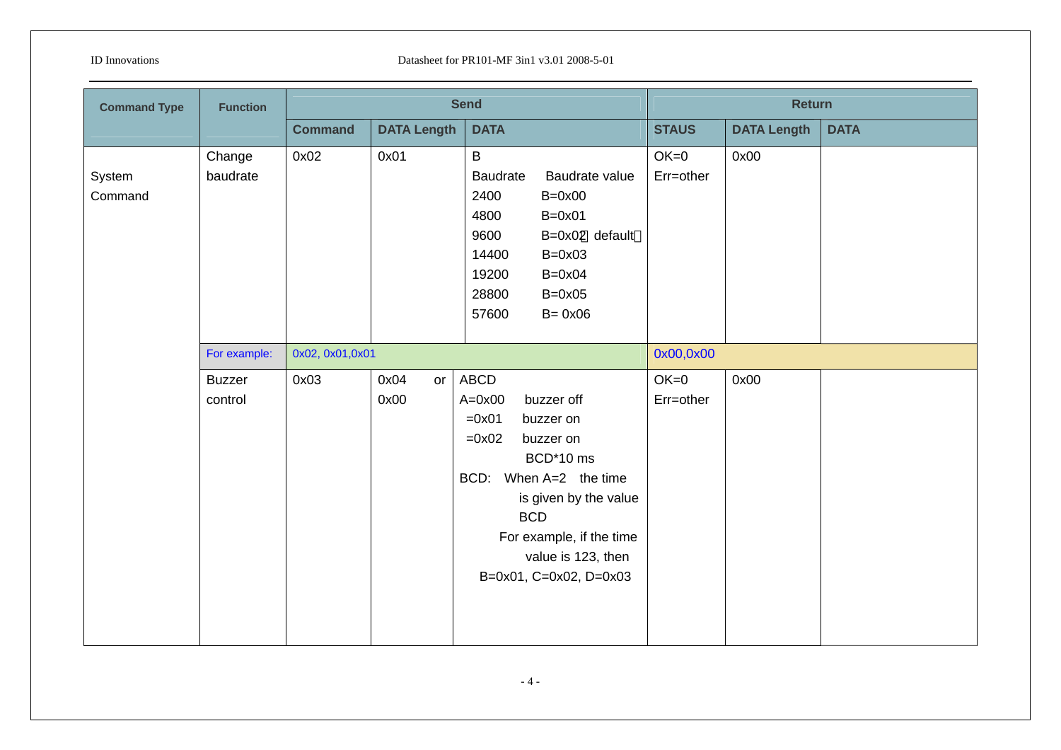| Command Type | Function | Send | | | Return | | |
|---|---|---|---|---|---|---|---|
| | | Command | DATA Length | DATA | STAUS | DATA Length | DATA |
| System Command | Change baudrate | 0x02 | 0x01 | B<br>Baudrate Baudrate value<br>2400 B=0x00<br>4800 B=0x01<br>9600 B=0x02（default）<br>14400 B=0x03<br>19200 B=0x04<br>28800 B=0x05<br>57600 B= 0x06 | OK=0<br>Err=other | 0x00 | |
| | For example: | 0x02, 0x01,0x01 | | | 0x00,0x00 | | |
| | Buzzer control | 0x03 | 0x04 or 0x00 | ABCD<br>A=0x00 buzzer off<br>=0x01 buzzer on<br>=0x02 buzzer on BCD*10 ms<br>BCD: When A=2 the time is given by the value BCD<br>For example, if the time value is 123, then B=0x01, C=0x02, D=0x03 | OK=0<br>Err=other | 0x00 | |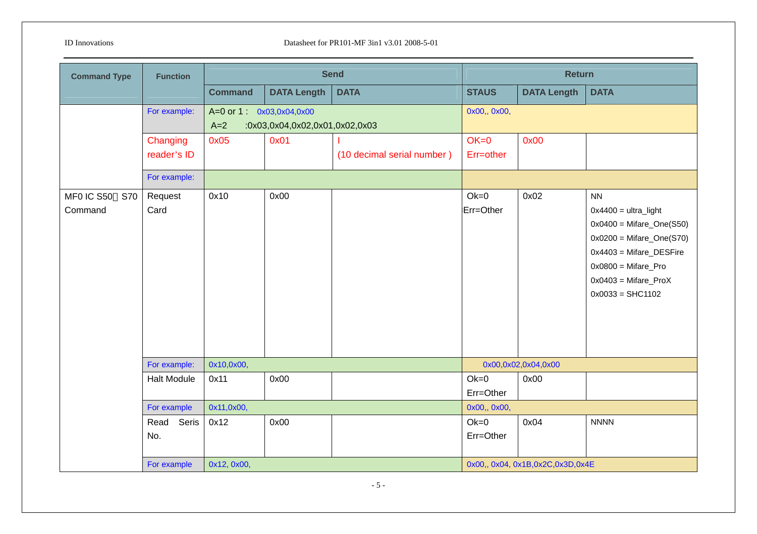| Command Type | Function | Send | | | Return | | |
|---|---|---|---|---|---|---|---|
| | | Command | DATA Length | DATA | STAUS | DATA Length | DATA |
| | For example: | A=0 or 1 : 0x03,0x04,0x00<br>A=2 :0x03,0x04,0x02,0x01,0x02,0x03 | | | 0x00,, 0x00, | | |
| | Changing reader's ID | 0x05 | 0x01 | I<br>(10 decimal serial number ) | OK=0<br>Err=other | 0x00 | |
| | For example: | | | | | | |
| MF0 IC S50、S70 Command | Request Card | 0x10 | 0x00 | | Ok=0<br>Err=Other | 0x02 | NN<br>0x4400 = ultra_light<br>0x0400 = Mifare_One(S50)<br>0x0200 = Mifare_One(S70)<br>0x4403 = Mifare_DESFire<br>0x0800 = Mifare_Pro<br>0x0403 = Mifare_ProX<br>0x0033 = SHC1102 |
| | For example: | 0x10,0x00, | | | 0x00,0x02,0x04,0x00 | | |
| | Halt Module | 0x11 | 0x00 | | Ok=0<br>Err=Other | 0x00 | |
| | For example | 0x11,0x00, | | | 0x00,, 0x00, | | |
| | Read Seris No. | 0x12 | 0x00 | | Ok=0<br>Err=Other | 0x04 | NNNN |
| | For example | 0x12, 0x00, | | | 0x00,, 0x04, 0x1B,0x2C,0x3D,0x4E | | |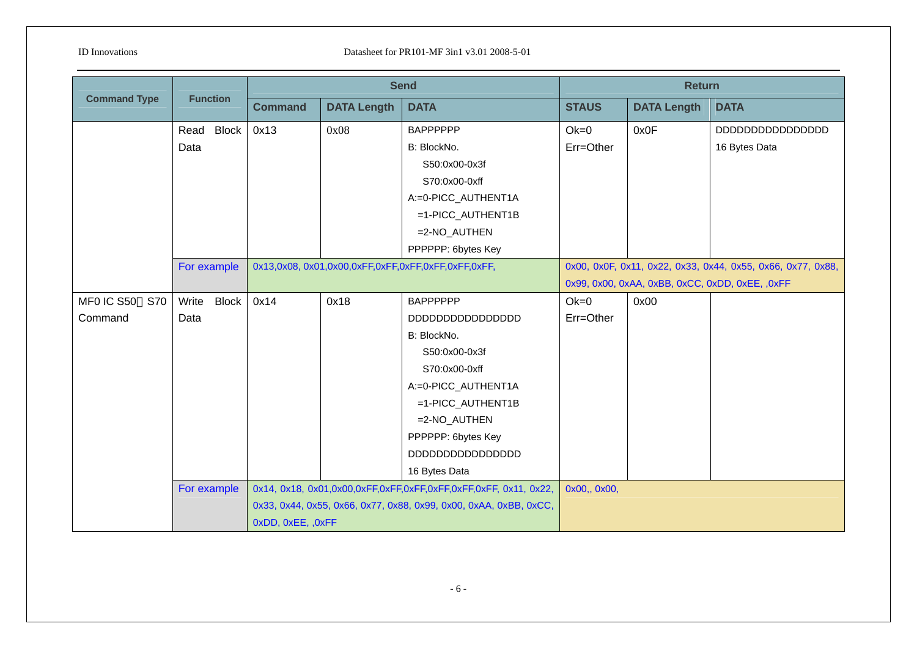| Command Type | Function | Send | | | Return | | |
|---|---|---|---|---|---|---|---|
| | | Command | DATA Length | DATA | STAUS | DATA Length | DATA |
| | Read Block Data | 0x13 | 0x08 | BAPPPPPP<br>B: BlockNo.<br>S50:0x00-0x3f<br>S70:0x00-0xff<br>A:=0-PICC_AUTHENT1A<br>=1-PICC_AUTHENT1B<br>=2-NO_AUTHEN<br>PPPPPP: 6bytes Key | Ok=0<br>Err=Other | 0x0F | DDDDDDDDDDDDDDDD<br>16 Bytes Data |
| | For example | 0x13,0x08, 0x01,0x00,0xFF,0xFF,0xFF,0xFF,0xFF,0xFF, | | | 0x00, 0x0F, 0x11, 0x22, 0x33, 0x44, 0x55, 0x66, 0x77, 0x88, 0x99, 0x00, 0xAA, 0xBB, 0xCC, 0xDD, 0xEE, ,0xFF | | |
| MF0 IC S50、S70 Command | Write Block Data | 0x14 | 0x18 | BAPPPPPP<br>DDDDDDDDDDDDDDDD<br>B: BlockNo.<br>S50:0x00-0x3f<br>S70:0x00-0xff<br>A:=0-PICC_AUTHENT1A<br>=1-PICC_AUTHENT1B<br>=2-NO_AUTHEN<br>PPPPPP: 6bytes Key<br>DDDDDDDDDDDDDDDD<br>16 Bytes Data | Ok=0<br>Err=Other | 0x00 | |
| | For example | 0x14, 0x18, 0x01,0x00,0xFF,0xFF,0xFF,0xFF,0xFF,0xFF, 0x11, 0x22, 0x33, 0x44, 0x55, 0x66, 0x77, 0x88, 0x99, 0x00, 0xAA, 0xBB, 0xCC, 0xDD, 0xEE, ,0xFF | | | 0x00,, 0x00, | | |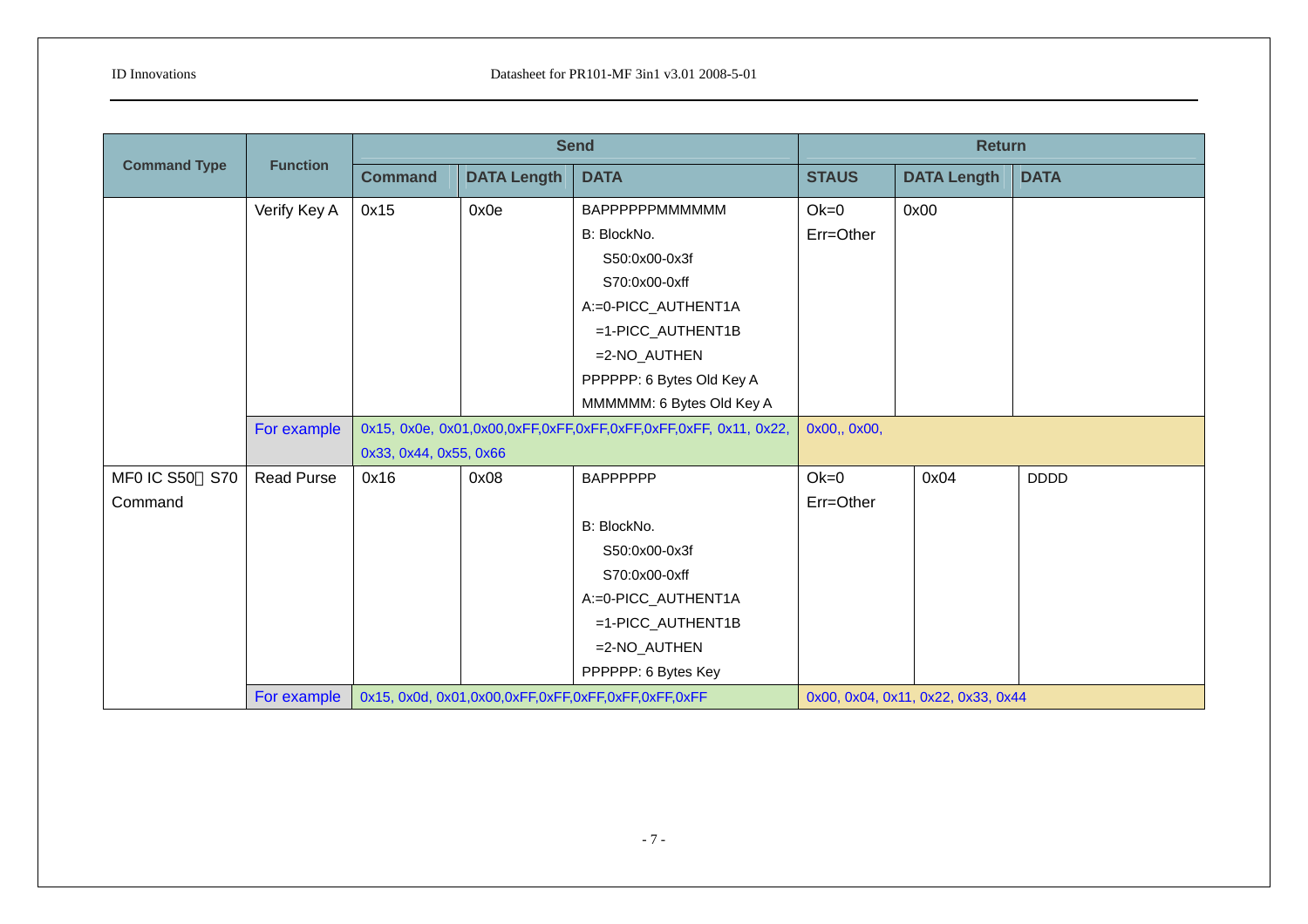| Command Type | Function | Send | | | Return | | |
|---|---|---|---|---|---|---|---|
| | | Command | DATA Length | DATA | STAUS | DATA Length | DATA |
| | Verify Key A | 0x15 | 0x0e | BAPPPPPPMMMMMM<br>B: BlockNo.<br>S50:0x00-0x3f<br>S70:0x00-0xff<br>A:=0-PICC_AUTHENT1A<br>=1-PICC_AUTHENT1B<br>=2-NO_AUTHEN<br>PPPPPP: 6 Bytes Old Key A<br>MMMMMM: 6 Bytes Old Key A | Ok=0<br>Err=Other | 0x00 | |
| | For example | 0x15, 0x0e, 0x01,0x00,0xFF,0xFF,0xFF,0xFF,0xFF,0xFF, 0x11, 0x22, 0x33, 0x44, 0x55, 0x66 | | | 0x00,, 0x00, | | |
| MF0 IC S50、S70 Command | Read Purse | 0x16 | 0x08 | BAPPPPPP<br><br>B: BlockNo.<br>S50:0x00-0x3f<br>S70:0x00-0xff<br>A:=0-PICC_AUTHENT1A<br>=1-PICC_AUTHENT1B<br>=2-NO_AUTHEN<br>PPPPPP: 6 Bytes Key | Ok=0<br>Err=Other | 0x04 | DDDD |
| | For example | 0x15, 0x0d, 0x01,0x00,0xFF,0xFF,0xFF,0xFF,0xFF,0xFF | | | 0x00, 0x04, 0x11, 0x22, 0x33, 0x44 | | |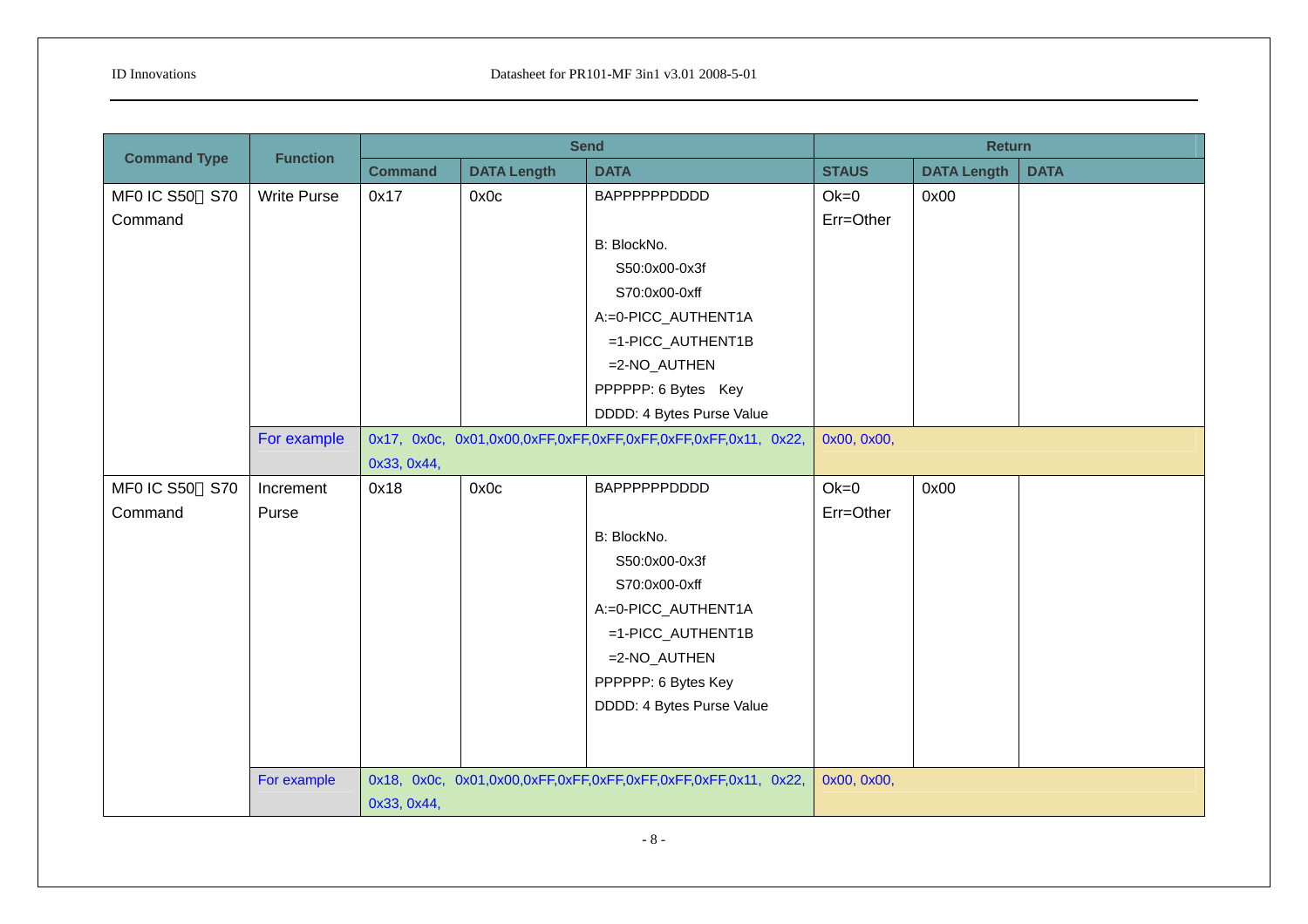| Command Type | Function | Send | | | Return | | |
|---|---|---|---|---|---|---|---|
| | | Command | DATA Length | DATA | STAUS | DATA Length | DATA |
| MF0 IC S50、S70 Command | Write Purse | 0x17 | 0x0c | BAPPPPPPDDDD<br><br>B: BlockNo.<br>S50:0x00-0x3f<br>S70:0x00-0xff<br>A:=0-PICC_AUTHENT1A<br>=1-PICC_AUTHENT1B<br>=2-NO_AUTHEN<br>PPPPPP: 6 Bytes Key<br>DDDD: 4 Bytes Purse Value | Ok=0<br>Err=Other | 0x00 | |
| | For example | 0x17, 0x0c, 0x01,0x00,0xFF,0xFF,0xFF,0xFF,0xFF,0xFF,0x11, 0x22, 0x33, 0x44, | | | 0x00, 0x00, | | |
| MF0 IC S50、S70 Command | Increment Purse | 0x18 | 0x0c | BAPPPPPPDDDD<br><br>B: BlockNo.<br>S50:0x00-0x3f<br>S70:0x00-0xff<br>A:=0-PICC_AUTHENT1A<br>=1-PICC_AUTHENT1B<br>=2-NO_AUTHEN<br>PPPPPP: 6 Bytes Key<br>DDDD: 4 Bytes Purse Value | Ok=0<br>Err=Other | 0x00 | |
| | For example | 0x18, 0x0c, 0x01,0x00,0xFF,0xFF,0xFF,0xFF,0xFF,0xFF,0x11, 0x22, 0x33, 0x44, | | | 0x00, 0x00, | | |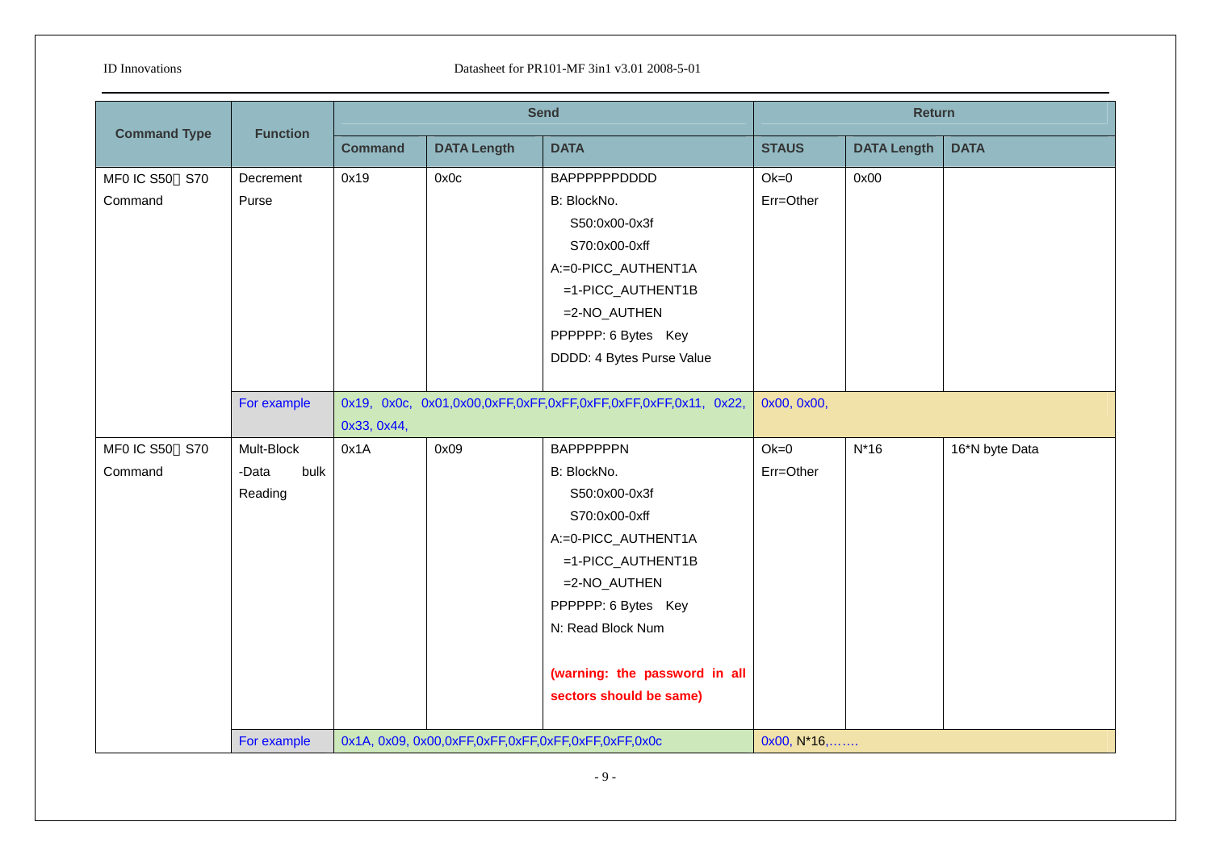| Command Type | Function | Send | | | Return | | |
|---|---|---|---|---|---|---|---|
| | | Command | DATA Length | DATA | STAUS | DATA Length | DATA |
| MF0 IC S50、S70 Command | Decrement Purse | 0x19 | 0x0c | BAPPPPPPDDDD<br>B: BlockNo.<br>S50:0x00-0x3f<br>S70:0x00-0xff<br>A:=0-PICC_AUTHENT1A<br>=1-PICC_AUTHENT1B<br>=2-NO_AUTHEN<br>PPPPPP: 6 Bytes Key<br>DDDD: 4 Bytes Purse Value | Ok=0<br>Err=Other | 0x00 | |
| | For example | 0x19, 0x0c, 0x01,0x00,0xFF,0xFF,0xFF,0xFF,0xFF,0xFF,0x11, 0x22, 0x33, 0x44, | | | 0x00, 0x00, | | |
| MF0 IC S50、S70 Command | Mult-Block -Data bulk Reading | 0x1A | 0x09 | BAPPPPPPN<br>B: BlockNo.<br>S50:0x00-0x3f<br>S70:0x00-0xff<br>A:=0-PICC_AUTHENT1A<br>=1-PICC_AUTHENT1B<br>=2-NO_AUTHEN<br>PPPPPP: 6 Bytes Key<br>N: Read Block Num<br><br>**(warning: the password in all sectors should be same)** | Ok=0<br>Err=Other | N*16 | 16*N byte Data |
| | For example | 0x1A, 0x09, 0x00,0xFF,0xFF,0xFF,0xFF,0xFF,0xFF,0x0c | | | 0x00, N*16,……. | | |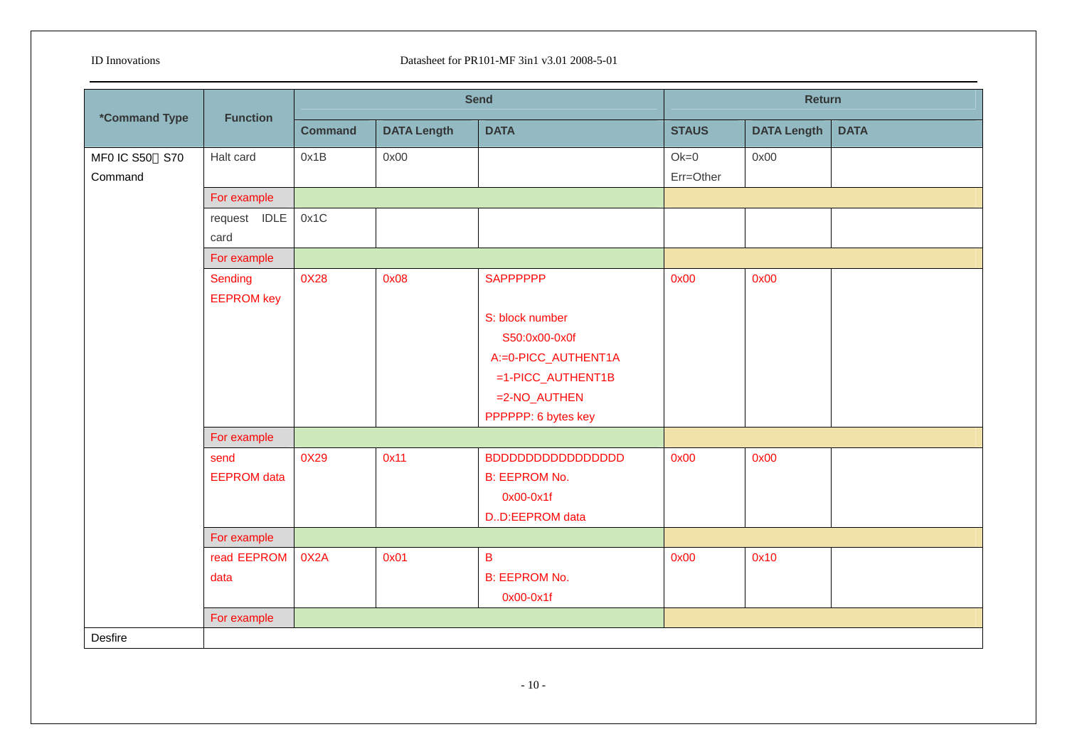| *Command Type | Function | Send | | | Return | | |
|---|---|---|---|---|---|---|---|
| | | Command | DATA Length | DATA | STAUS | DATA Length | DATA |
| MF0 IC S50、S70 Command | Halt card | 0x1B | 0x00 | | Ok=0<br>Err=Other | 0x00 | |
| | For example | | | | | | |
| | request IDLE card | 0x1C | | | | | |
| | For example | | | | | | |
| | Sending EEPROM key | 0X28 | 0x08 | SAPPPPPP<br><br>S: block number<br>S50:0x00-0x0f<br>A:=0-PICC_AUTHENT1A<br>=1-PICC_AUTHENT1B<br>=2-NO_AUTHEN<br>PPPPPP: 6 bytes key | 0x00 | 0x00 | |
| | For example | | | | | | |
| | send EEPROM data | 0X29 | 0x11 | BDDDDDDDDDDDDDDDD<br>B: EEPROM No.<br>0x00-0x1f<br>D..D:EEPROM data | 0x00 | 0x00 | |
| | For example | | | | | | |
| | read EEPROM data | 0X2A | 0x01 | B<br>B: EEPROM No.<br>0x00-0x1f | 0x00 | 0x10 | |
| | For example | | | | | | |
| Desfire | | | | | | | |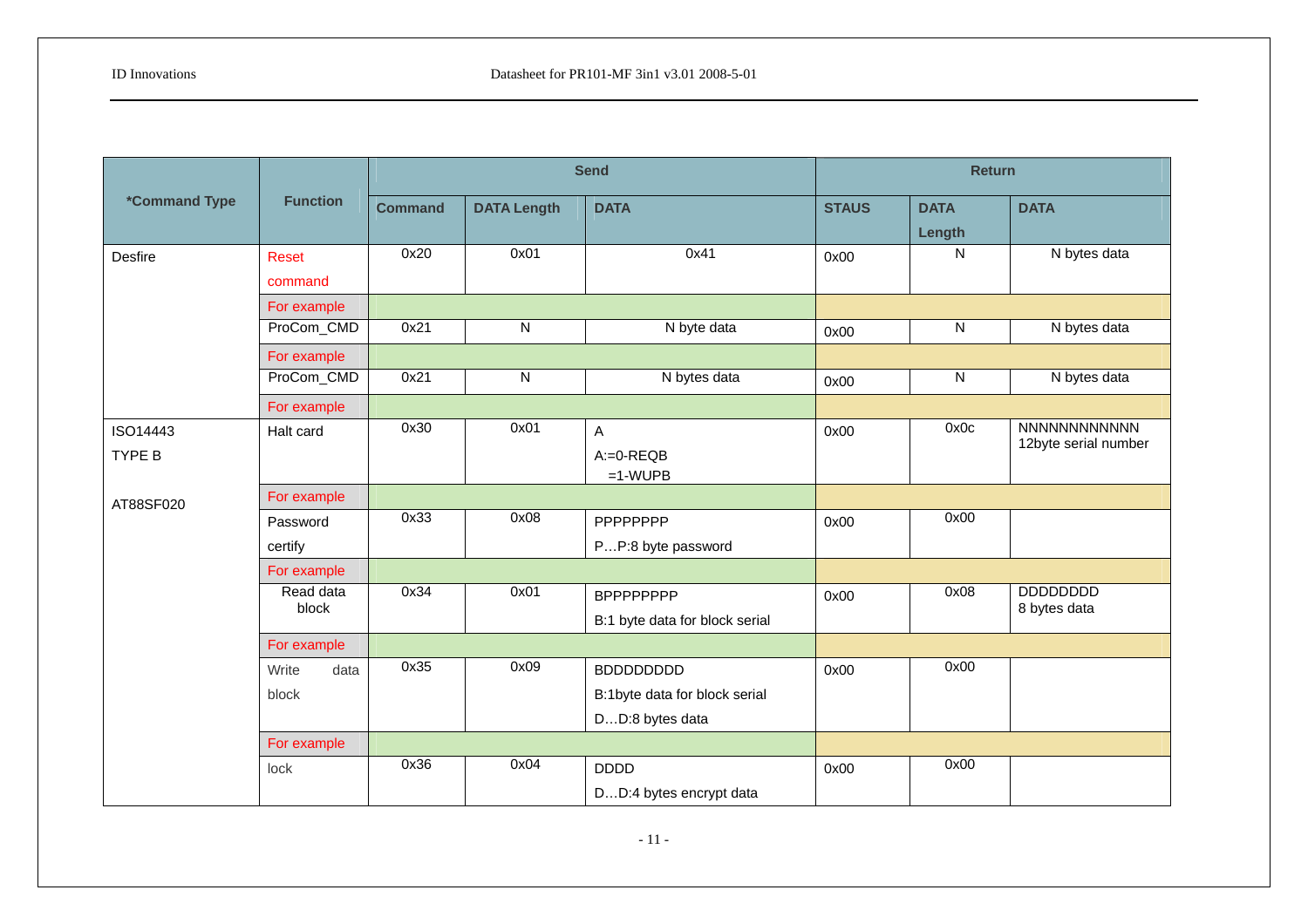| *Command Type | Function | Send | | | Return | | |
|---|---|---|---|---|---|---|---|
| | | Command | DATA Length | DATA | STAUS | DATA Length | DATA |
| Desfire | Reset command | 0x20 | 0x01 | 0x41 | 0x00 | N | N bytes data |
| | For example | | | | | | |
| | ProCom_CMD | 0x21 | N | N byte data | 0x00 | N | N bytes data |
| | For example | | | | | | |
| | ProCom_CMD | 0x21 | N | N bytes data | 0x00 | N | N bytes data |
| | For example | | | | | | |
| ISO14443 TYPE B | Halt card | 0x30 | 0x01 | A<br>A:=0-REQB<br>=1-WUPB | 0x00 | 0x0c | NNNNNNNNNNNN<br>12byte serial number |
| AT88SF020 | For example | | | | | | |
| | Password certify | 0x33 | 0x08 | PPPPPPPP<br>P…P:8 byte password | 0x00 | 0x00 | |
| | For example | | | | | | |
| | Read data block | 0x34 | 0x01 | BPPPPPPPP<br>B:1 byte data for block serial | 0x00 | 0x08 | DDDDDDDD<br>8 bytes data |
| | For example | | | | | | |
| | Write data block | 0x35 | 0x09 | BDDDDDDDD<br>B:1byte data for block serial<br>D…D:8 bytes data | 0x00 | 0x00 | |
| | For example | | | | | | |
| | lock | 0x36 | 0x04 | DDDD<br>D…D:4 bytes encrypt data | 0x00 | 0x00 | |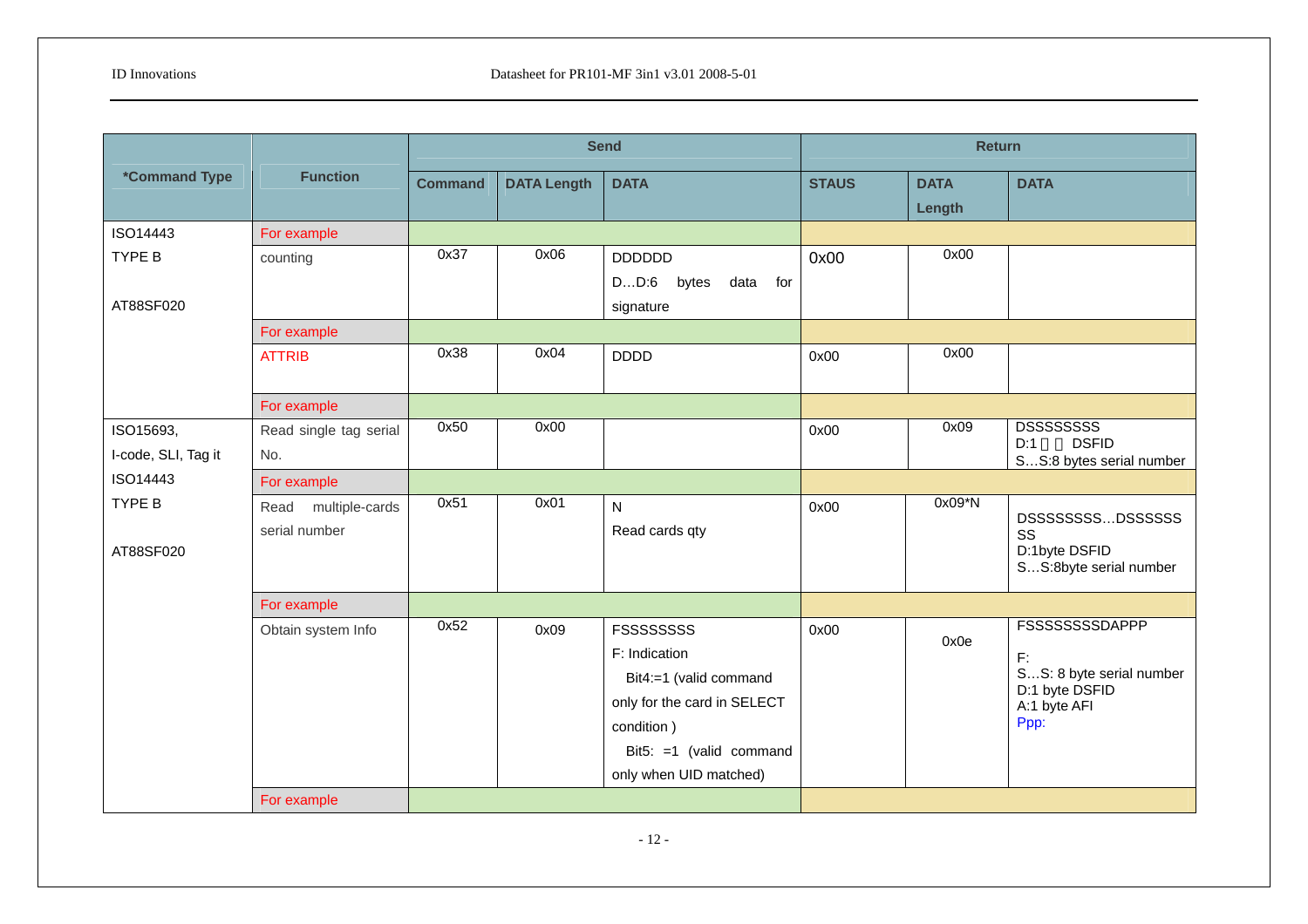| *Command Type | Function | Send | | | Return | | |
|---|---|---|---|---|---|---|---|
| | | Command | DATA Length | DATA | STAUS | DATA Length | DATA |
| ISO14443 TYPE B AT88SF020 | For example | | | | | | |
| | counting | 0x37 | 0x06 | DDDDDD D…D:6 bytes data for signature | 0x00 | 0x00 | |
| | For example | | | | | | |
| | ATTRIB | 0x38 | 0x04 | DDDD | 0x00 | 0x00 | |
| | For example | | | | | | |
| ISO15693, I-code, SLI, Tag it ISO14443 TYPE B AT88SF020 | Read single tag serial No. | 0x50 | 0x00 | | 0x00 | 0x09 | DSSSSSSSS D:1 DSFID S…S:8 bytes serial number |
| | For example | | | | | | |
| | Read multiple-cards serial number | 0x51 | 0x01 | N Read cards qty | 0x00 | 0x09*N | DSSSSSSSS…DSSSSSSSS D:1byte DSFID S…S:8byte serial number |
| | For example | | | | | | |
| | Obtain system Info | 0x52 | 0x09 | FSSSSSSSS F: Indication Bit4:=1 (valid command only for the card in SELECT condition ) Bit5: =1 (valid command only when UID matched) | 0x00 | 0x0e | FSSSSSSSSDAPPP F: S…S: 8 byte serial number D:1 byte DSFID A:1 byte AFI Ppp: |
| | For example | | | | | | |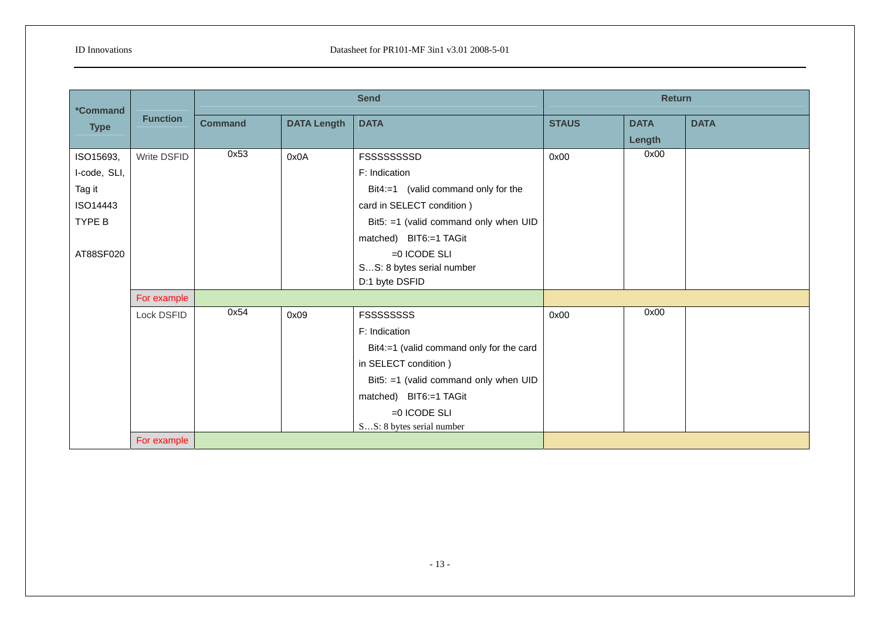| *Command Type | Function | Send | | | Return | | |
|---|---|---|---|---|---|---|---|
| | | Command | DATA Length | DATA | STAUS | DATA Length | DATA |
| ISO15693, I-code, SLI, Tag it ISO14443 TYPE B AT88SF020 | Write DSFID | 0x53 | 0x0A | FSSSSSSSSD<br>F: Indication<br>Bit4:=1 (valid command only for the card in SELECT condition )<br>Bit5: =1 (valid command only when UID matched) BIT6:=1 TAGit<br>=0 ICODE SLI<br>S…S: 8 bytes serial number<br>D:1 byte DSFID | 0x00 | 0x00 | |
| | For example | | | | | | |
| | Lock DSFID | 0x54 | 0x09 | FSSSSSSSS<br>F: Indication<br>Bit4:=1 (valid command only for the card in SELECT condition )<br>Bit5: =1 (valid command only when UID matched) BIT6:=1 TAGit<br>=0 ICODE SLI<br>S…S: 8 bytes serial number | 0x00 | 0x00 | |
| | For example | | | | | | |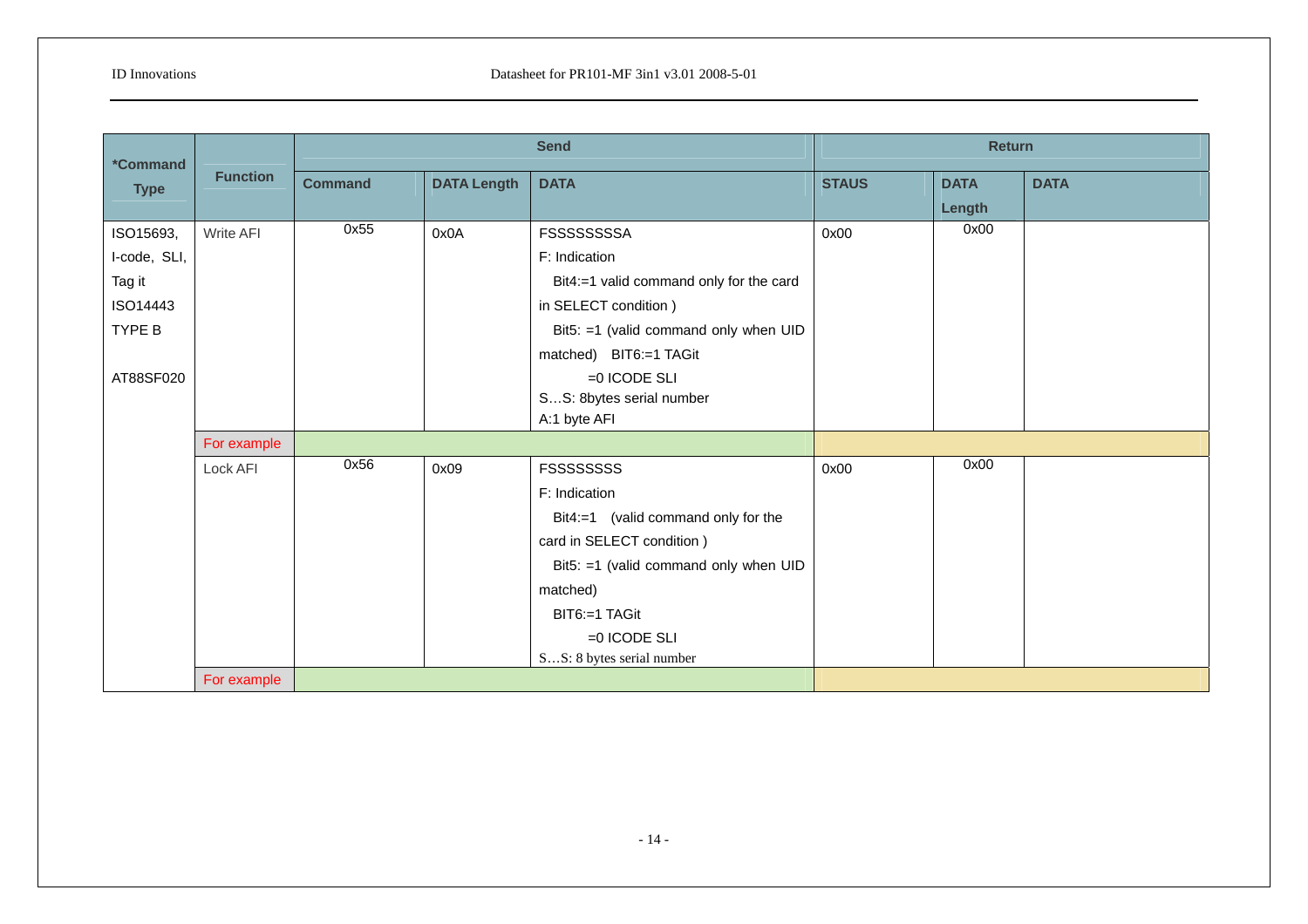| *Command Type | Function | Send | | | Return | | |
|---|---|---|---|---|---|---|---|
| | | Command | DATA Length | DATA | STAUS | DATA Length | DATA |
| ISO15693, I-code, SLI, Tag it ISO14443 TYPE B<br><br>AT88SF020 | Write AFI | 0x55 | 0x0A | FSSSSSSSSA<br>F: Indication<br>Bit4:=1 valid command only for the card in SELECT condition )<br>Bit5: =1 (valid command only when UID matched) BIT6:=1 TAGit<br>=0 ICODE SLI<br>S…S: 8bytes serial number<br>A:1 byte AFI | 0x00 | 0x00 | |
| | For example | | | | | | |
| | Lock AFI | 0x56 | 0x09 | FSSSSSSSS<br>F: Indication<br>Bit4:=1 (valid command only for the card in SELECT condition )<br>Bit5: =1 (valid command only when UID matched)<br>BIT6:=1 TAGit<br>=0 ICODE SLI<br>S…S: 8 bytes serial number | 0x00 | 0x00 | |
| | For example | | | | | | |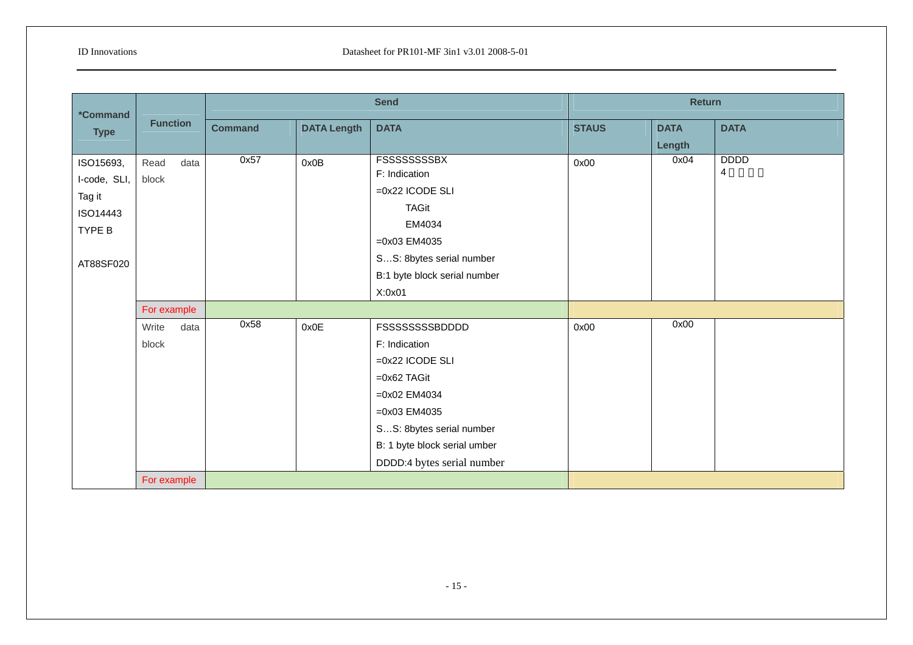| *Command Type | Function | Send | | | Return | | |
|---|---|---|---|---|---|---|---|
| | | Command | DATA Length | DATA | STAUS | DATA Length | DATA |
| ISO15693, I-code, SLI, Tag it ISO14443 TYPE B<br><br>AT88SF020 | Read data block | 0x57 | 0x0B | FSSSSSSSSBX<br>F: Indication<br>=0x22 ICODE SLI<br>TAGit<br>EM4034<br>=0x03 EM4035<br>S…S: 8bytes serial number<br>B:1 byte block serial number<br>X:0x01 | 0x00 | 0x04 | DDDD<br>4 |
| | For example | | | | | | |
| | Write data block | 0x58 | 0x0E | FSSSSSSSSBDDDD<br>F: Indication<br>=0x22 ICODE SLI<br>=0x62 TAGit<br>=0x02 EM4034<br>=0x03 EM4035<br>S…S: 8bytes serial number<br>B: 1 byte block serial umber<br>DDDD:4 bytes serial number | 0x00 | 0x00 | |
| | For example | | | | | | |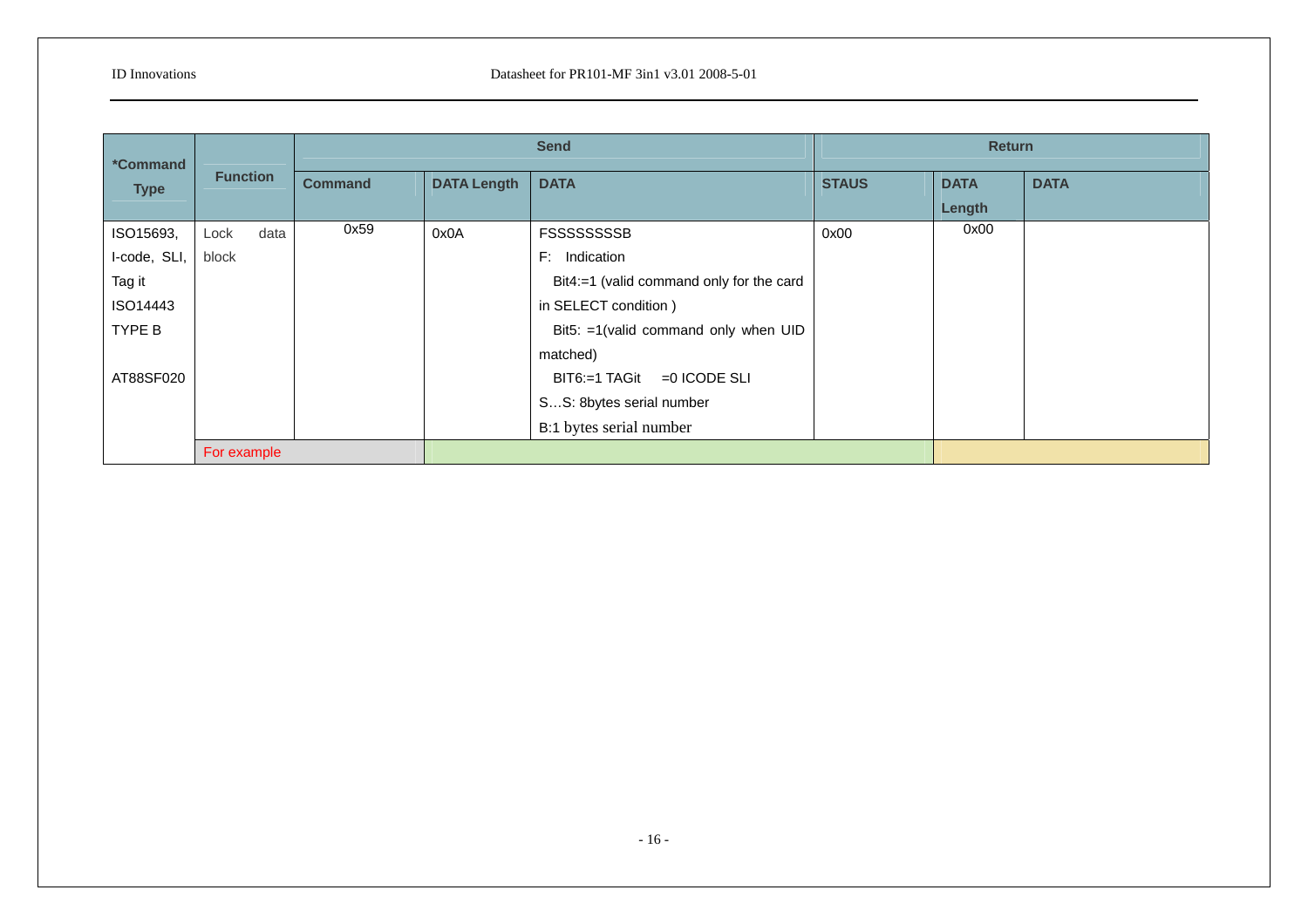| *Command Type | Function | Send | | | Return | | |
|---|---|---|---|---|---|---|---|
| | | Command | DATA Length | DATA | STAUS | DATA Length | DATA |
| ISO15693, I-code, SLI, Tag it ISO14443 TYPE B<br><br>AT88SF020 | Lock data block | 0x59 | 0x0A | FSSSSSSSSB<br>F: Indication<br>Bit4:=1 (valid command only for the card in SELECT condition )<br>Bit5: =1(valid command only when UID matched)<br>BIT6:=1 TAGit =0 ICODE SLI<br>S…S: 8bytes serial number<br>B:1 bytes serial number | 0x00 | 0x00 | |
| | For example | | | | | | |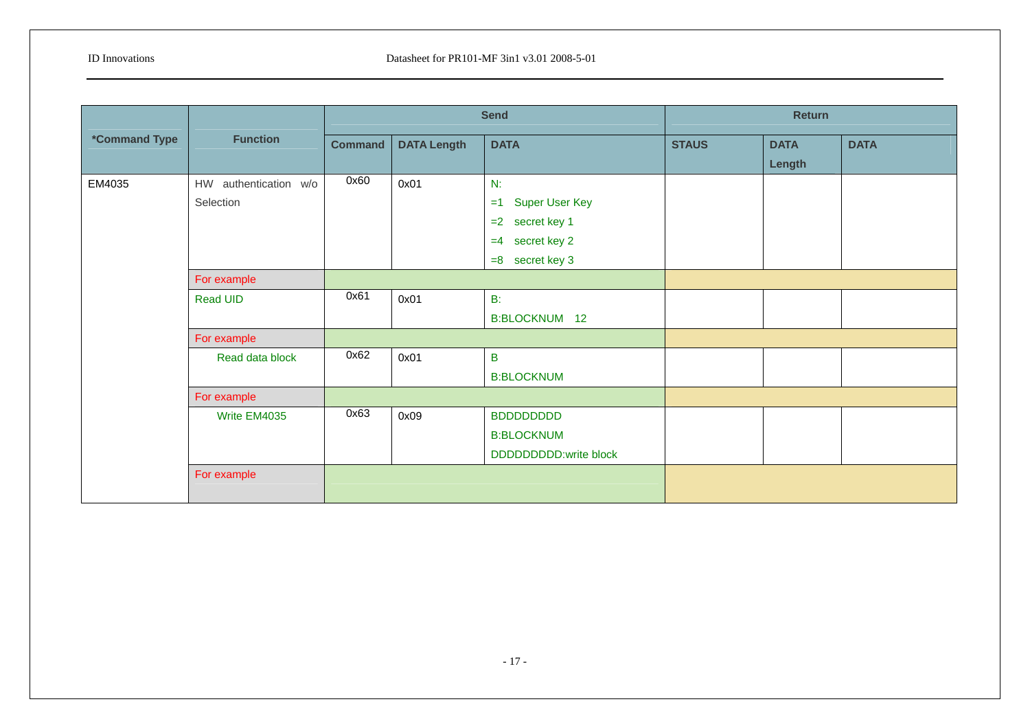| *Command Type | Function | Send | | | Return | | |
|---|---|---|---|---|---|---|---|
| | | Command | DATA Length | DATA | STAUS | DATA Length | DATA |
| EM4035 | HW authentication w/o Selection | 0x60 | 0x01 | N:<br>=1 Super User Key<br>=2 secret key 1<br>=4 secret key 2<br>=8 secret key 3 | | | |
| | For example | | | | | | |
| | Read UID | 0x61 | 0x01 | B:<br>B:BLOCKNUM 12 | | | |
| | For example | | | | | | |
| | Read data block | 0x62 | 0x01 | B<br>B:BLOCKNUM | | | |
| | For example | | | | | | |
| | Write EM4035 | 0x63 | 0x09 | BDDDDDDDD<br>B:BLOCKNUM<br>DDDDDDDDD:write block | | | |
| | For example | | | | | | |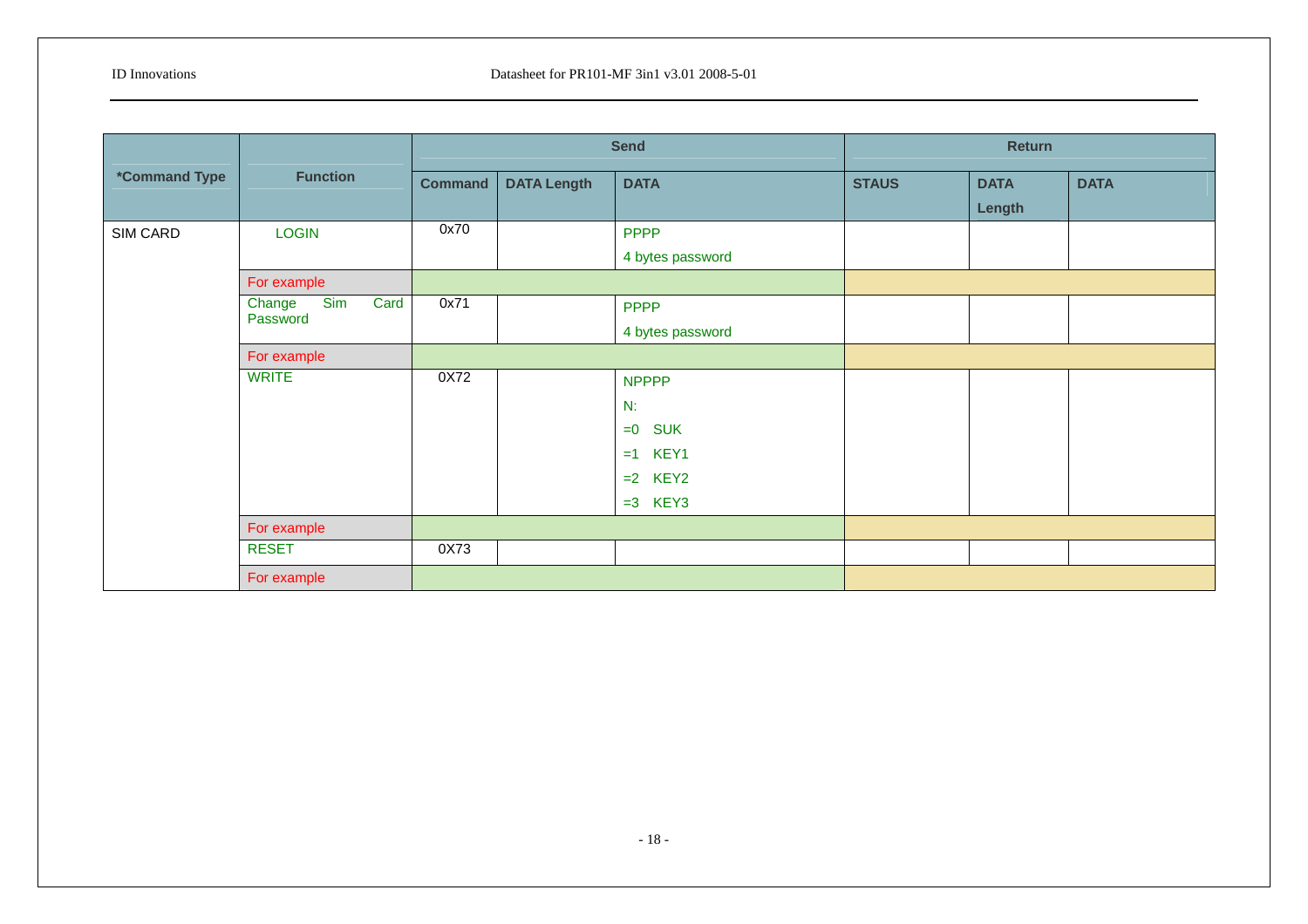| *Command Type | Function | Send | | | Return | | |
|---|---|---|---|---|---|---|---|
| | | Command | DATA Length | DATA | STAUS | DATA Length | DATA |
| SIM CARD | LOGIN | 0x70 | | PPPP<br>4 bytes password | | | |
| | For example | | | | | | |
| | Change Sim Card Password | 0x71 | | PPPP<br>4 bytes password | | | |
| | For example | | | | | | |
| | WRITE | 0X72 | | NPPPP<br>N:<br>=0 SUK<br>=1 KEY1<br>=2 KEY2<br>=3 KEY3 | | | |
| | For example | | | | | | |
| | RESET | 0X73 | | | | | |
| | For example | | | | | | |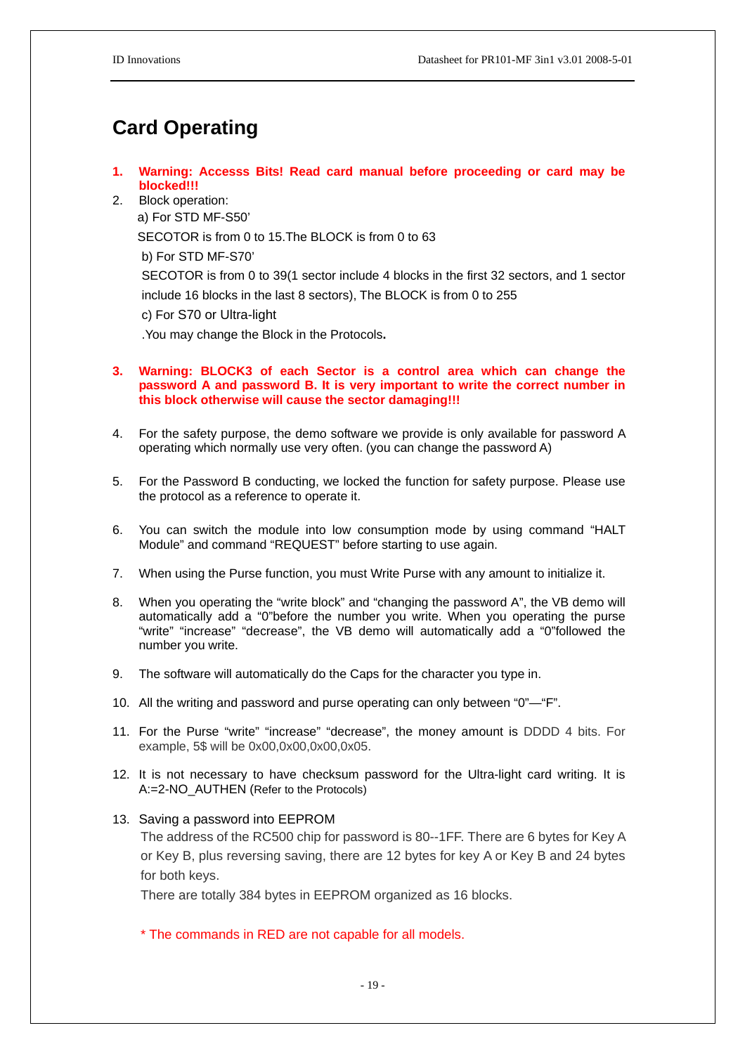# Card Operating

1. **Warning: Accesss Bits! Read card manual before proceeding or card may be blocked!!!**
2. Block operation:

   a) For STD MF-S50'

   SECOTOR is from 0 to 15.The BLOCK is from 0 to 63

   b) For STD MF-S70'

   SECOTOR is from 0 to 39(1 sector include 4 blocks in the first 32 sectors, and 1 sector include 16 blocks in the last 8 sectors), The BLOCK is from 0 to 255

   c) For S70 or Ultra-light

   .You may change the Block in the Protocols**.**

3. **Warning: BLOCK3 of each Sector is a control area which can change the password A and password B. It is very important to write the correct number in this block otherwise will cause the sector damaging!!!**

4. For the safety purpose, the demo software we provide is only available for password A operating which normally use very often. (you can change the password A)

5. For the Password B conducting, we locked the function for safety purpose. Please use the protocol as a reference to operate it.

6. You can switch the module into low consumption mode by using command "HALT Module" and command "REQUEST" before starting to use again.

7. When using the Purse function, you must Write Purse with any amount to initialize it.

8. When you operating the "write block" and "changing the password A", the VB demo will automatically add a "0"before the number you write. When you operating the purse "write" "increase" "decrease", the VB demo will automatically add a "0"followed the number you write.

9. The software will automatically do the Caps for the character you type in.

10. All the writing and password and purse operating can only between "0"—"F".

11. For the Purse "write" "increase" "decrease", the money amount is DDDD 4 bits. For example, 5$ will be 0x00,0x00,0x00,0x05.

12. It is not necessary to have checksum password for the Ultra-light card writing. It is A:=2-NO_AUTHEN (Refer to the Protocols)

13. Saving a password into EEPROM

    The address of the RC500 chip for password is 80--1FF. There are 6 bytes for Key A or Key B, plus reversing saving, there are 12 bytes for key A or Key B and 24 bytes for both keys.

    There are totally 384 bytes in EEPROM organized as 16 blocks.

\* The commands in RED are not capable for all models.